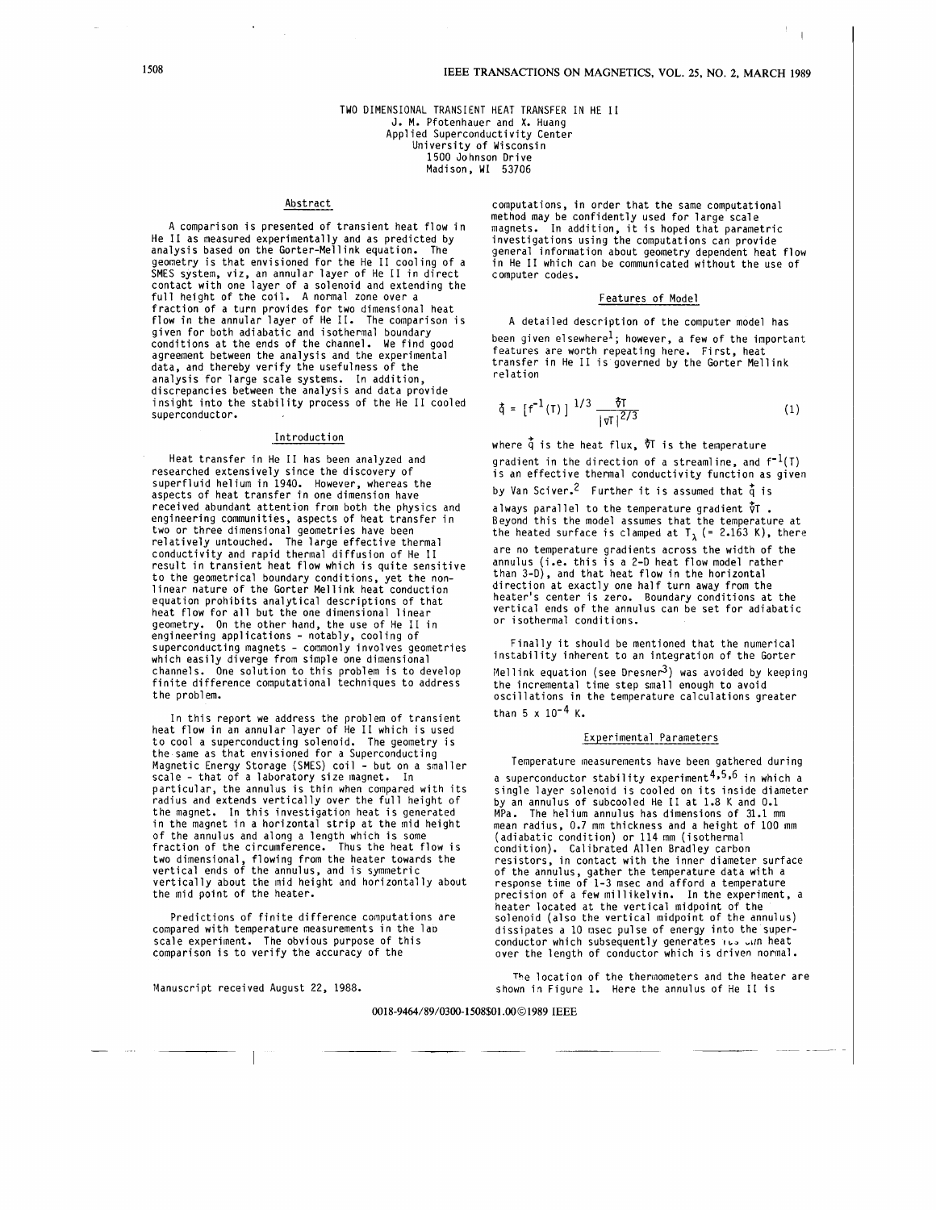# TWO DIMENSIONAL TRANSIENT HEAT TRANSFER IN HE II

J. M. Pfotenhauer and X. Huang
Applied Superconductivity Center
University of Wisconsin
1500 Johnson Drive
Madison, WI 53706

## Abstract

A comparison is presented of transient heat flow in He II as measured experimentally and as predicted by analysis based on the Gorter-Mellink equation. The geometry is that envisioned for the He II cooling of a SMES system, viz, an annular layer of He II in direct contact with one layer of a solenoid and extending the full height of the coil. A normal zone over a fraction of a turn provides for two dimensional heat flow in the annular layer of He II. The comparison is given for both adiabatic and isothermal boundary conditions at the ends of the channel. We find good agreement between the analysis and the experimental data, and thereby verify the usefulness of the analysis for large scale systems. In addition, discrepancies between the analysis and data provide insight into the stability process of the He II cooled superconductor.

## Introduction

Heat transfer in He II has been analyzed and researched extensively since the discovery of superfluid helium in 1940. However, whereas the aspects of heat transfer in one dimension have received abundant attention from both the physics and engineering communities, aspects of heat transfer in two or three dimensional geometries have been relatively untouched. The large effective thermal conductivity and rapid thermal diffusion of He II result in transient heat flow which is quite sensitive to the geometrical boundary conditions, yet the non-linear nature of the Gorter Mellink heat conduction equation prohibits analytical descriptions of that heat flow for all but the one dimensional linear geometry. On the other hand, the use of He II in engineering applications - notably, cooling of superconducting magnets - commonly involves geometries which easily diverge from simple one dimensional channels. One solution to this problem is to develop finite difference computational techniques to address the problem.

In this report we address the problem of transient heat flow in an annular layer of He II which is used to cool a superconducting solenoid. The geometry is the same as that envisioned for a Superconducting Magnetic Energy Storage (SMES) coil - but on a smaller scale - that of a laboratory size magnet. In particular, the annulus is thin when compared with its radius and extends vertically over the full height of the magnet. In this investigation heat is generated in the magnet in a horizontal strip at the mid height of the annulus and along a length which is some fraction of the circumference. Thus the heat flow is two dimensional, flowing from the heater towards the vertical ends of the annulus, and is symmetric vertically about the mid height and horizontally about the mid point of the heater.

Predictions of finite difference computations are compared with temperature measurements in the lab scale experiment. The obvious purpose of this comparison is to verify the accuracy of the computations, in order that the same computational method may be confidently used for large scale magnets. In addition, it is hoped that parametric investigations using the computations can provide general information about geometry dependent heat flow in He II which can be communicated without the use of computer codes.

## Features of Model

A detailed description of the computer model has been given elsewhere[1]; however, a few of the important features are worth repeating here. First, heat transfer in He II is governed by the Gorter Mellink relation

$$\vec{q} = [f^{-1}(T)]^{1/3} \frac{\vec{\nabla} T}{|\nabla T|^{2/3}} \tag{1}$$

where $\vec{q}$ is the heat flux, $\vec{\nabla} T$ is the temperature gradient in the direction of a streamline, and $f^{-1}(T)$ is an effective thermal conductivity function as given by Van Sciver.[2] Further it is assumed that $\vec{q}$ is always parallel to the temperature gradient $\vec{\nabla} T$. Beyond this the model assumes that the temperature at the heated surface is clamped at $T_\lambda$ (= 2.163 K), there are no temperature gradients across the width of the annulus (i.e. this is a 2-D heat flow model rather than 3-D), and that heat flow in the horizontal direction at exactly one half turn away from the heater's center is zero. Boundary conditions at the vertical ends of the annulus can be set for adiabatic or isothermal conditions.

Finally it should be mentioned that the numerical instability inherent to an integration of the Gorter Mellink equation (see Dresner[3]) was avoided by keeping the incremental time step small enough to avoid oscillations in the temperature calculations greater than $5 \times 10^{-4}$ K.

## Experimental Parameters

Temperature measurements have been gathered during a superconductor stability experiment[4,5,6] in which a single layer solenoid is cooled on its inside diameter by an annulus of subcooled He II at 1.8 K and 0.1 MPa. The helium annulus has dimensions of 31.1 mm mean radius, 0.7 mm thickness and a height of 100 mm (adiabatic condition) or 114 mm (isothermal condition). Calibrated Allen Bradley carbon resistors, in contact with the inner diameter surface of the annulus, gather the temperature data with a response time of 1-3 msec and afford a temperature precision of a few millikelvin. In the experiment, a heater located at the vertical midpoint of the solenoid (also the vertical midpoint of the annulus) dissipates a 10 msec pulse of energy into the superconductor which subsequently generates its own heat over the length of conductor which is driven normal.

The location of the thermometers and the heater are shown in Figure 1. Here the annulus of He II is

Manuscript received August 22, 1988.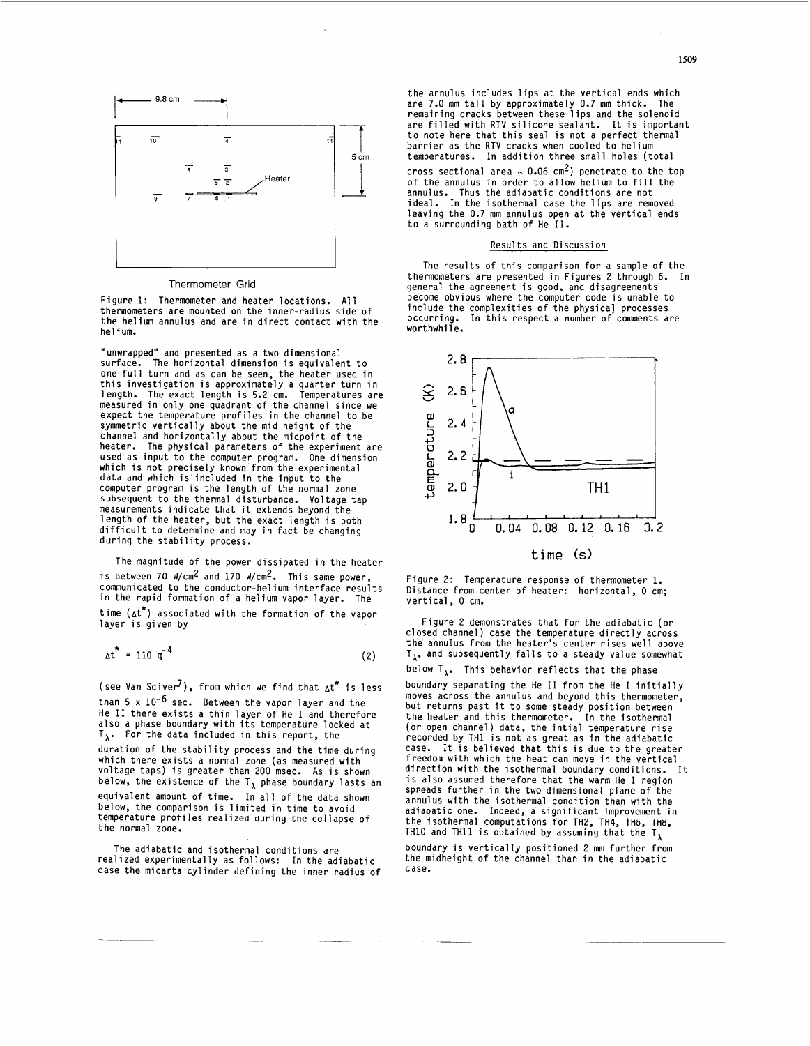Thermometer Grid

Figure 1: Thermometer and heater locations. All thermometers are mounted on the inner-radius side of the helium annulus and are in direct contact with the helium.

"unwrapped" and presented as a two dimensional surface. The horizontal dimension is equivalent to one full turn and as can be seen, the heater used in this investigation is approximately a quarter turn in length. The exact length is 5.2 cm. Temperatures are measured in only one quadrant of the channel since we expect the temperature profiles in the channel to be symmetric vertically about the mid height of the channel and horizontally about the midpoint of the heater. The physical parameters of the experiment are used as input to the computer program. One dimension which is not precisely known from the experimental data and which is included in the input to the computer program is the length of the normal zone subsequent to the thermal disturbance. Voltage tap measurements indicate that it extends beyond the length of the heater, but the exact length is both difficult to determine and may in fact be changing during the stability process.

The magnitude of the power dissipated in the heater is between 70 $W/cm^2$ and 170 $W/cm^2$. This same power, communicated to the conductor-helium interface results in the rapid formation of a helium vapor layer. The time ($\Delta t^*$) associated with the formation of the vapor layer is given by

$$\Delta t^* = 110\ q^{-4} \tag{2}$$

(see Van Sciver[7]), from which we find that $\Delta t^*$ is less than $5 \times 10^{-6}$ sec. Between the vapor layer and the He II there exists a thin layer of He I and therefore also a phase boundary with its temperature locked at $T_\lambda$. For the data included in this report, the duration of the stability process and the time during which there exists a normal zone (as measured with voltage taps) is greater than 200 msec. As is shown below, the existence of the $T_\lambda$ phase boundary lasts an equivalent amount of time. In all of the data shown below, the comparison is limited in time to avoid temperature profiles realized during the collapse of the normal zone.

The adiabatic and isothermal conditions are realized experimentally as follows: In the adiabatic case the micarta cylinder defining the inner radius of the annulus includes lips at the vertical ends which are 7.0 mm tall by approximately 0.7 mm thick. The remaining cracks between these lips and the solenoid are filled with RTV silicone sealant. It is important to note here that this seal is not a perfect thermal barrier as the RTV cracks when cooled to helium temperatures. In addition three small holes (total cross sectional area ~ 0.06 $cm^2$) penetrate to the top of the annulus in order to allow helium to fill the annulus. Thus the adiabatic conditions are not ideal. In the isothermal case the lips are removed leaving the 0.7 mm annulus open at the vertical ends to a surrounding bath of He II.

## Results and Discussion

The results of this comparison for a sample of the thermometers are presented in Figures 2 through 6. In general the agreement is good, and disagreements become obvious where the computer code is unable to include the complexities of the physical processes occurring. In this respect a number of comments are worthwhile.

Figure 2: Temperature response of thermometer 1. Distance from center of heater: horizontal, 0 cm; vertical, 0 cm.

Figure 2 demonstrates that for the adiabatic (or closed channel) case the temperature directly across the annulus from the heater's center rises well above $T_\lambda$, and subsequently falls to a steady value somewhat below $T_\lambda$. This behavior reflects that the phase boundary separating the He II from the He I initially moves across the annulus and beyond this thermometer, but returns past it to some steady position between the heater and this thermometer. In the isothermal (or open channel) data, the intial temperature rise recorded by TH1 is not as great as in the adiabatic case. It is believed that this is due to the greater freedom with which the heat can move in the vertical direction with the isothermal boundary conditions. It is also assumed therefore that the warm He I region spreads further in the two dimensional plane of the annulus with the isothermal condition than with the adiabatic one. Indeed, a significant improvement in the isothermal computations for TH2, TH4, TH6, TH8, TH10 and TH11 is obtained by assuming that the $T_\lambda$ boundary is vertically positioned 2 mm further from the midheight of the channel than in the adiabatic case.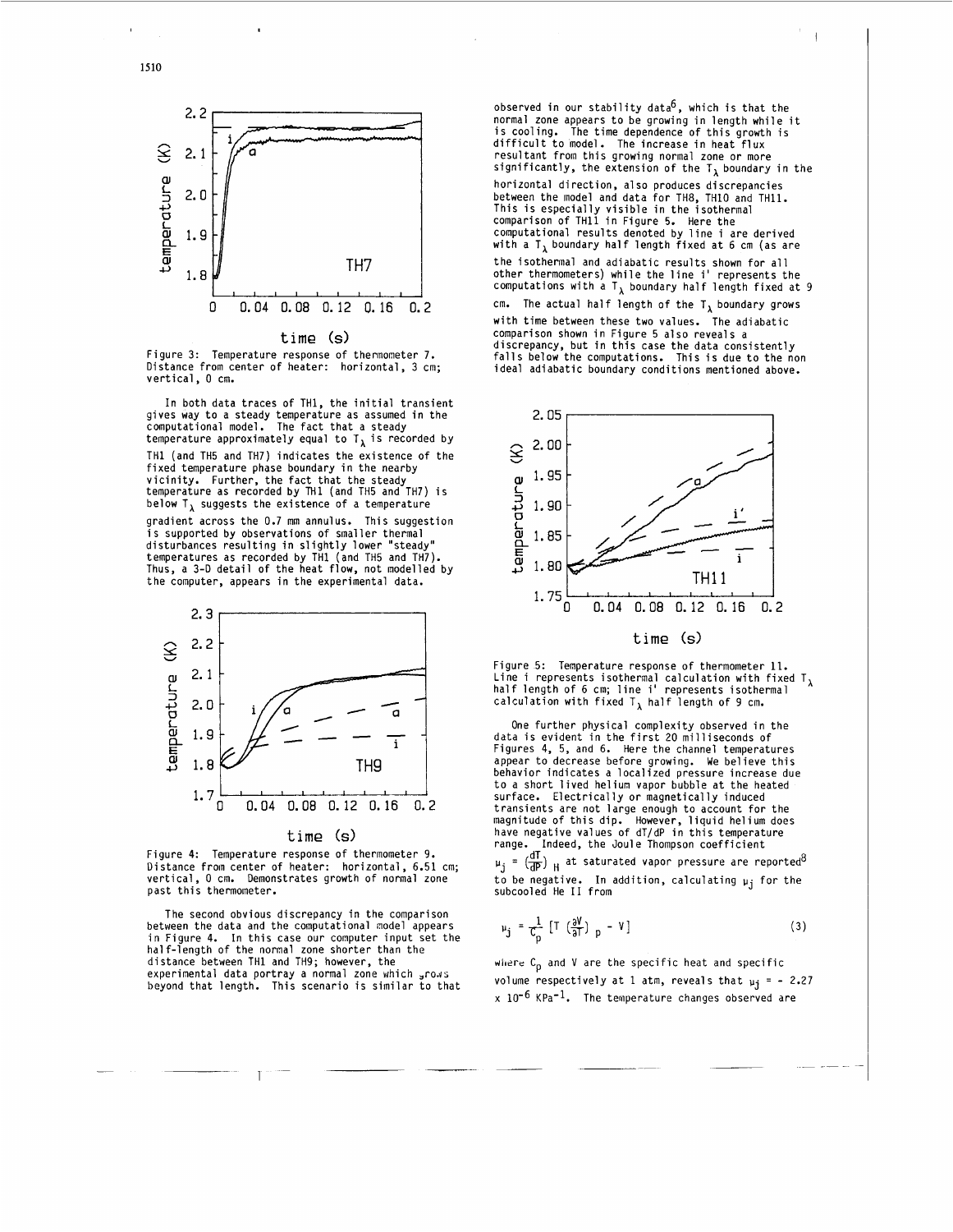Figure 3: Temperature response of thermometer 7. Distance from center of heater: horizontal, 3 cm; vertical, 0 cm.

In both data traces of TH1, the initial transient gives way to a steady temperature as assumed in the computational model. The fact that a steady temperature approximately equal to $T_\lambda$ is recorded by TH1 (and TH5 and TH7) indicates the existence of the fixed temperature phase boundary in the nearby vicinity. Further, the fact that the steady temperature as recorded by TH1 (and TH5 and TH7) is below $T_\lambda$ suggests the existence of a temperature gradient across the 0.7 mm annulus. This suggestion is supported by observations of smaller thermal disturbances resulting in slightly lower "steady" temperatures as recorded by TH1 (and TH5 and TH7). Thus, a 3-D detail of the heat flow, not modelled by the computer, appears in the experimental data.

Figure 4: Temperature response of thermometer 9. Distance from center of heater: horizontal, 6.51 cm; vertical, 0 cm. Demonstrates growth of normal zone past this thermometer.

The second obvious discrepancy in the comparison between the data and the computational model appears in Figure 4. In this case our computer input set the half-length of the normal zone shorter than the distance between TH1 and TH9; however, the experimental data portray a normal zone which grows beyond that length. This scenario is similar to that observed in our stability data[6], which is that the normal zone appears to be growing in length while it is cooling. The time dependence of this growth is difficult to model. The increase in heat flux resultant from this growing normal zone or more significantly, the extension of the $T_\lambda$ boundary in the horizontal direction, also produces discrepancies between the model and data for TH8, TH10 and TH11. This is especially visible in the isothermal comparison of TH11 in Figure 5. Here the computational results denoted by line i are derived with a $T_\lambda$ boundary half length fixed at 6 cm (as are the isothermal and adiabatic results shown for all other thermometers) while the line i' represents the computations with a $T_\lambda$ boundary half length fixed at 9 cm. The actual half length of the $T_\lambda$ boundary grows with time between these two values. The adiabatic comparison shown in Figure 5 also reveals a discrepancy, but in this case the data consistently falls below the computations. This is due to the non ideal adiabatic boundary conditions mentioned above.

Figure 5: Temperature response of thermometer 11. Line i represents isothermal calculation with fixed $T_\lambda$ half length of 6 cm; line i' represents isothermal calculation with fixed $T_\lambda$ half length of 9 cm.

One further physical complexity observed in the data is evident in the first 20 milliseconds of Figures 4, 5, and 6. Here the channel temperatures appear to decrease before growing. We believe this behavior indicates a localized pressure increase due to a short lived helium vapor bubble at the heated surface. Electrically or magnetically induced transients are not large enough to account for the magnitude of this dip. However, liquid helium does have negative values of dT/dP in this temperature range. Indeed, the Joule Thompson coefficient $\mu_j = \left(\frac{dT}{dP}\right)_H$ at saturated vapor pressure are reported[8] to be negative. In addition, calculating $\mu_j$ for the subcooled He II from

$$\mu_j = \frac{1}{C_p}\left[T\left(\frac{\partial V}{\partial T}\right)_p - V\right] \tag{3}$$

where $C_p$ and $V$ are the specific heat and specific volume respectively at 1 atm, reveals that $\mu_j = -2.27 \times 10^{-6}$ KPa$^{-1}$. The temperature changes observed are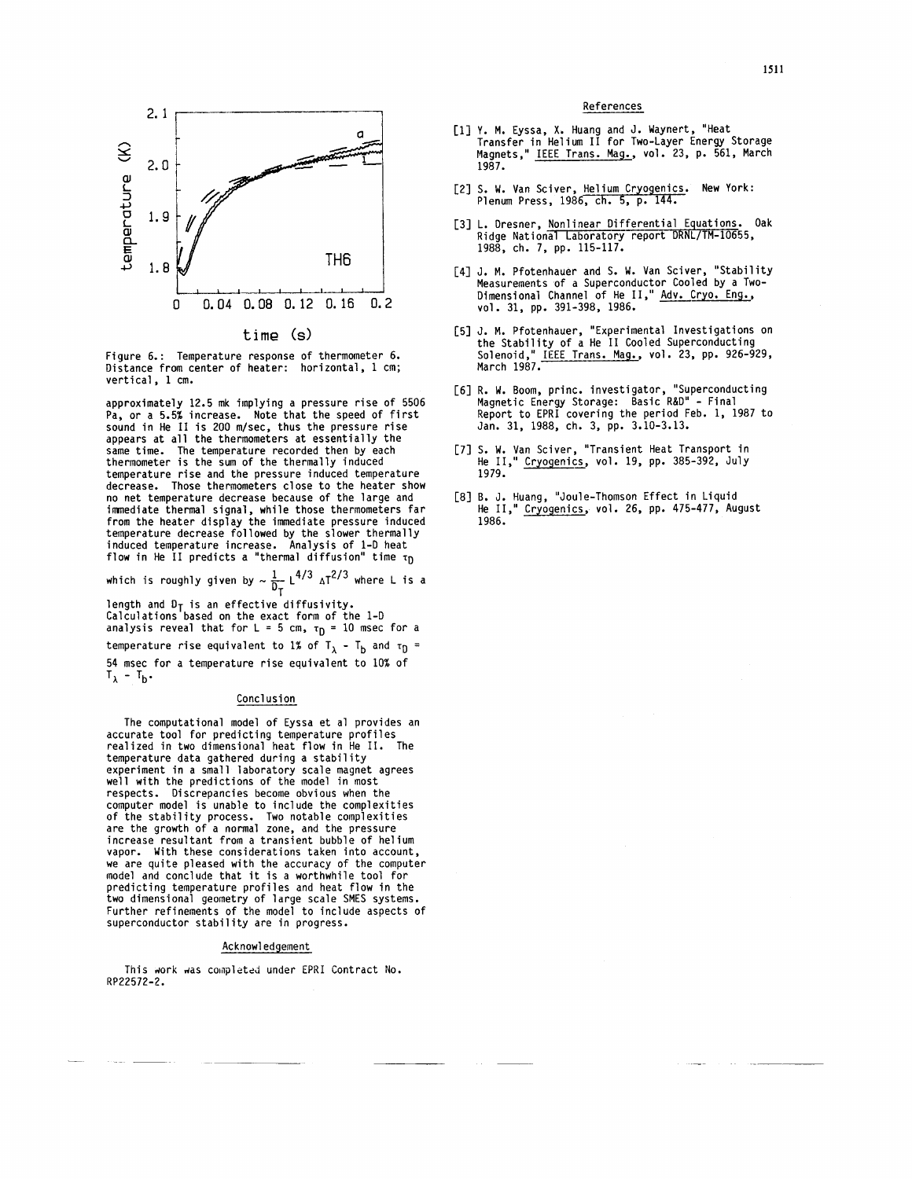2.1

2.0

1.9

1.8

temperature (K)

0 0.04 0.08 0.12 0.16 0.2

time (s)

a

1

TH6

Figure 6.: Temperature response of thermometer 6. Distance from center of heater: horizontal, 1 cm; vertical, 1 cm.

approximately 12.5 mk implying a pressure rise of 5506 Pa, or a 5.5% increase. Note that the speed of first sound in He II is 200 m/sec, thus the pressure rise appears at all the thermometers at essentially the same time. The temperature recorded then by each thermometer is the sum of the thermally induced temperature rise and the pressure induced temperature decrease. Those thermometers close to the heater show no net temperature decrease because of the large and immediate thermal signal, while those thermometers far from the heater display the immediate pressure induced temperature decrease followed by the slower thermally induced temperature increase. Analysis of 1-D heat flow in He II predicts a "thermal diffusion" time $\tau_D$ which is roughly given by $\sim \frac{1}{D_T} L^{4/3} \Delta T^{2/3}$ where L is a length and $D_T$ is an effective diffusivity. Calculations based on the exact form of the 1-D analysis reveal that for L = 5 cm, $\tau_D$ = 10 msec for a temperature rise equivalent to 1% of $T_\lambda - T_b$ and $\tau_D$ = 54 msec for a temperature rise equivalent to 10% of $T_\lambda - T_b$.

## Conclusion

The computational model of Eyssa et al provides an accurate tool for predicting temperature profiles realized in two dimensional heat flow in He II. The temperature data gathered during a stability experiment in a small laboratory scale magnet agrees well with the predictions of the model in most respects. Discrepancies become obvious when the computer model is unable to include the complexities of the stability process. Two notable complexities are the growth of a normal zone, and the pressure increase resultant from a transient bubble of helium vapor. With these considerations taken into account, we are quite pleased with the accuracy of the computer model and conclude that it is a worthwhile tool for predicting temperature profiles and heat flow in the two dimensional geometry of large scale SMES systems. Further refinements of the model to include aspects of superconductor stability are in progress.

## Acknowledgement

This work was completed under EPRI Contract No. RP22572-2.

## References

[1] Y. M. Eyssa, X. Huang and J. Waynert, "Heat Transfer in Helium II for Two-Layer Energy Storage Magnets," IEEE Trans. Mag., vol. 23, p. 561, March 1987.

[2] S. W. Van Sciver, Helium Cryogenics. New York: Plenum Press, 1986, ch. 5, p. 144.

[3] L. Dresner, Nonlinear Differential Equations. Oak Ridge National Laboratory report DRNL/TM-10655, 1988, ch. 7, pp. 115-117.

[4] J. M. Pfotenhauer and S. W. Van Sciver, "Stability Measurements of a Superconductor Cooled by a Two-Dimensional Channel of He II," Adv. Cryo. Eng., vol. 31, pp. 391-398, 1986.

[5] J. M. Pfotenhauer, "Experimental Investigations on the Stability of a He II Cooled Superconducting Solenoid," IEEE Trans. Mag., vol. 23, pp. 926-929, March 1987.

[6] R. W. Boom, princ. investigator, "Superconducting Magnetic Energy Storage: Basic R&D" - Final Report to EPRI covering the period Feb. 1, 1987 to Jan. 31, 1988, ch. 3, pp. 3.10-3.13.

[7] S. W. Van Sciver, "Transient Heat Transport in He II," Cryogenics, vol. 19, pp. 385-392, July 1979.

[8] B. J. Huang, "Joule-Thomson Effect in Liquid He II," Cryogenics, vol. 26, pp. 475-477, August 1986.